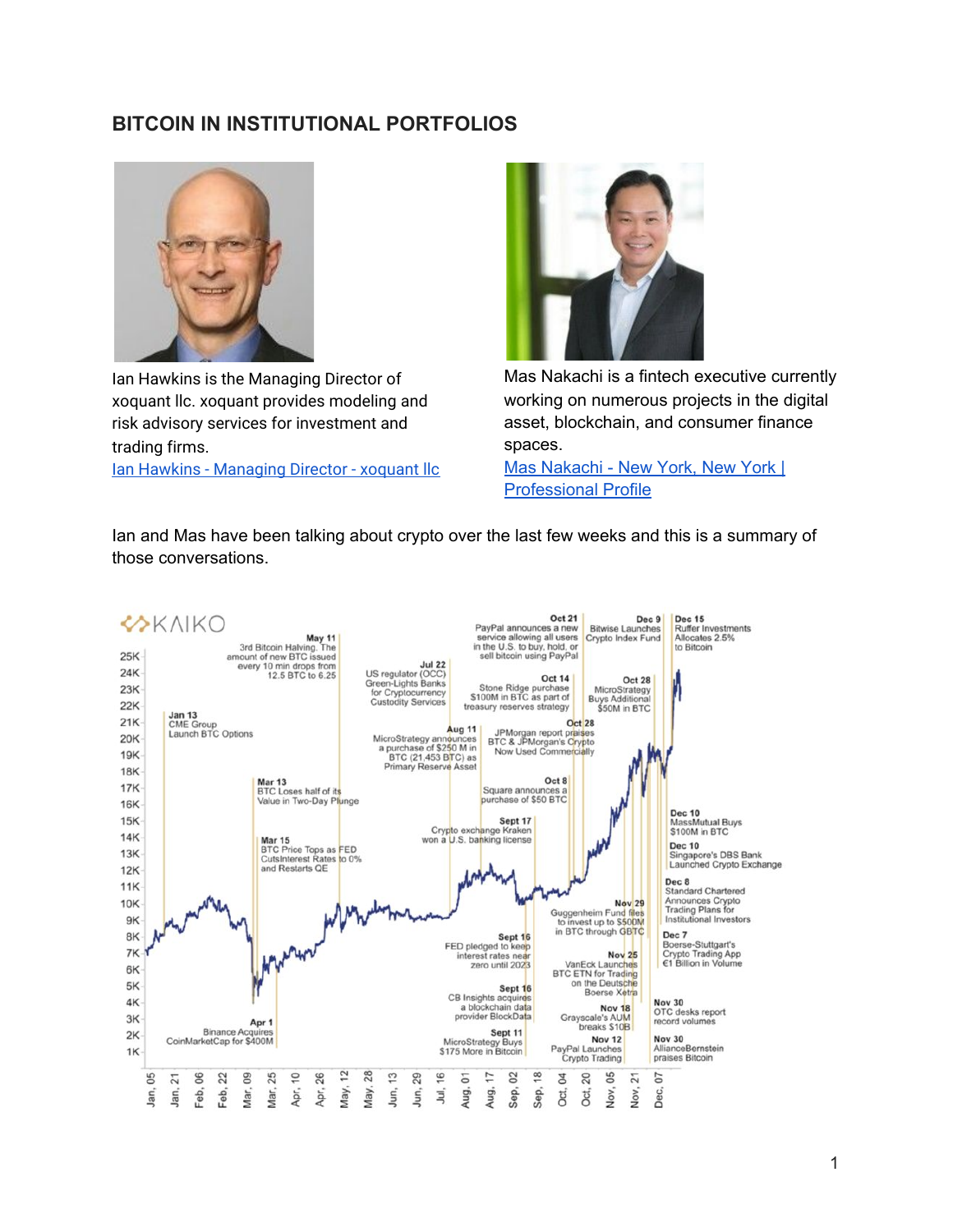# BITCOIN IN INSTITUTIONAL PORTFOLIOS

Ian Hawkins is the Managing Director of xoquant llc. xoquant provides modeling and risk advisory services for investment and trading firms.
[Ian Hawkins - Managing Director - xoquant llc]

Mas Nakachi is a fintech executive currently working on numerous projects in the digital asset, blockchain, and consumer finance spaces.
[Mas Nakachi - New York, New York | Professional Profile]

Ian and Mas have been talking about crypto over the last few weeks and this is a summary of those conversations.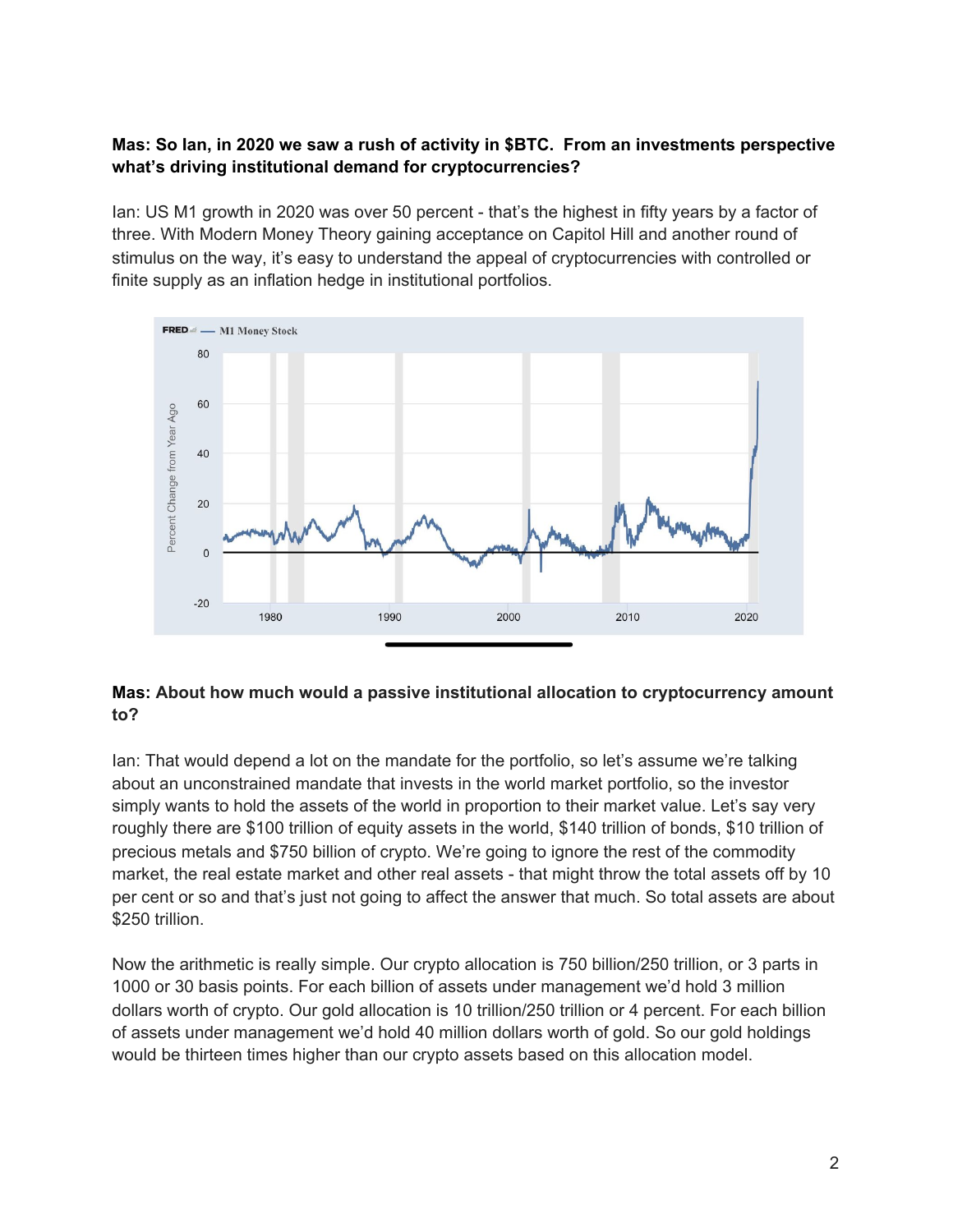**Mas: So Ian, in 2020 we saw a rush of activity in $BTC. From an investments perspective what's driving institutional demand for cryptocurrencies?**

Ian: US M1 growth in 2020 was over 50 percent - that's the highest in fifty years by a factor of three. With Modern Money Theory gaining acceptance on Capitol Hill and another round of stimulus on the way, it's easy to understand the appeal of cryptocurrencies with controlled or finite supply as an inflation hedge in institutional portfolios.

**Mas: About how much would a passive institutional allocation to cryptocurrency amount to?**

Ian: That would depend a lot on the mandate for the portfolio, so let's assume we're talking about an unconstrained mandate that invests in the world market portfolio, so the investor simply wants to hold the assets of the world in proportion to their market value. Let's say very roughly there are $100 trillion of equity assets in the world, $140 trillion of bonds, $10 trillion of precious metals and $750 billion of crypto. We're going to ignore the rest of the commodity market, the real estate market and other real assets - that might throw the total assets off by 10 per cent or so and that's just not going to affect the answer that much. So total assets are about $250 trillion.

Now the arithmetic is really simple. Our crypto allocation is 750 billion/250 trillion, or 3 parts in 1000 or 30 basis points. For each billion of assets under management we'd hold 3 million dollars worth of crypto. Our gold allocation is 10 trillion/250 trillion or 4 percent. For each billion of assets under management we'd hold 40 million dollars worth of gold. So our gold holdings would be thirteen times higher than our crypto assets based on this allocation model.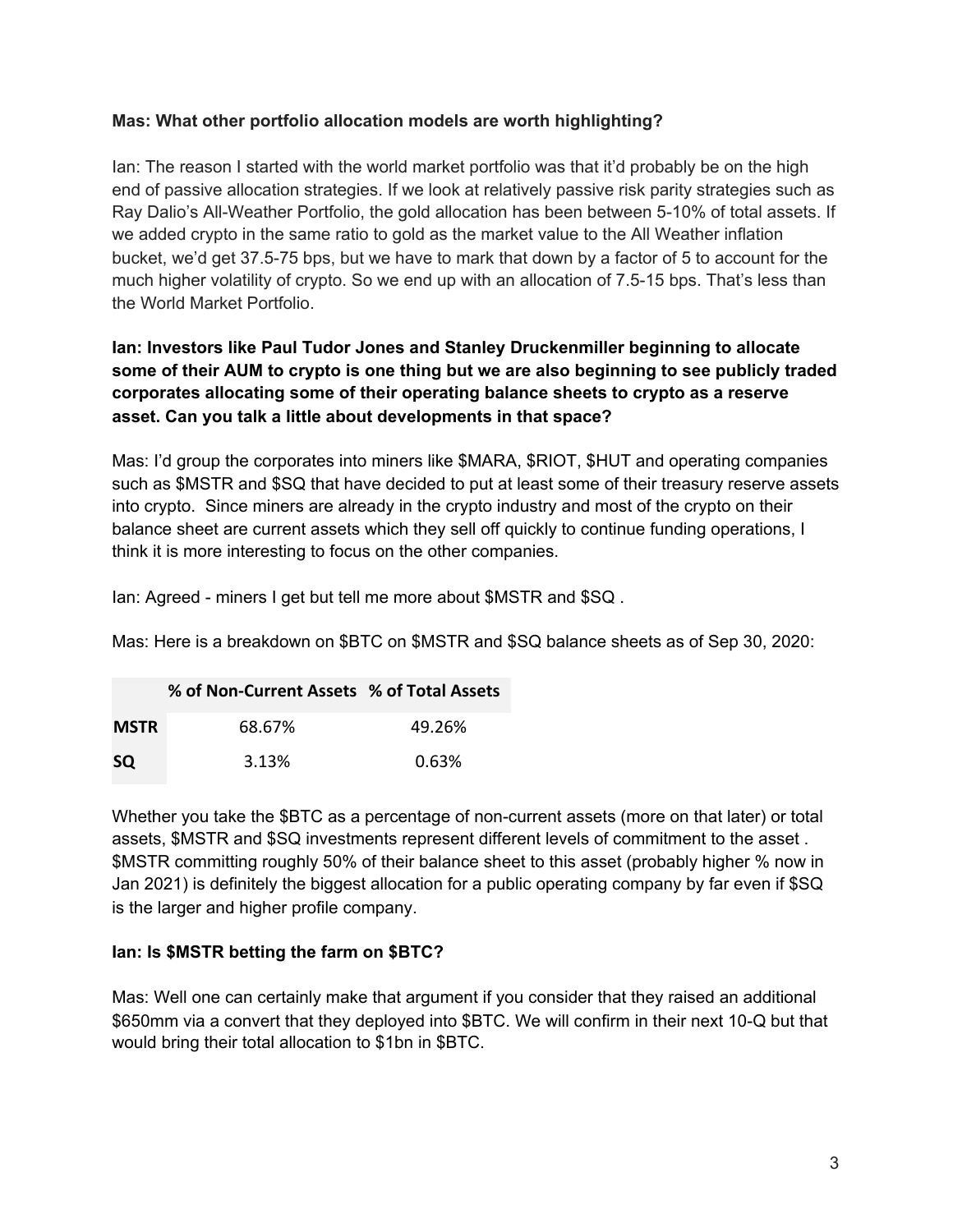**Mas: What other portfolio allocation models are worth highlighting?**

Ian: The reason I started with the world market portfolio was that it'd probably be on the high end of passive allocation strategies. If we look at relatively passive risk parity strategies such as Ray Dalio's All-Weather Portfolio, the gold allocation has been between 5-10% of total assets. If we added crypto in the same ratio to gold as the market value to the All Weather inflation bucket, we'd get 37.5-75 bps, but we have to mark that down by a factor of 5 to account for the much higher volatility of crypto. So we end up with an allocation of 7.5-15 bps. That's less than the World Market Portfolio.

**Ian: Investors like Paul Tudor Jones and Stanley Druckenmiller beginning to allocate some of their AUM to crypto is one thing but we are also beginning to see publicly traded corporates allocating some of their operating balance sheets to crypto as a reserve asset. Can you talk a little about developments in that space?**

Mas: I'd group the corporates into miners like $MARA, $RIOT, $HUT and operating companies such as $MSTR and $SQ that have decided to put at least some of their treasury reserve assets into crypto. Since miners are already in the crypto industry and most of the crypto on their balance sheet are current assets which they sell off quickly to continue funding operations, I think it is more interesting to focus on the other companies.

Ian: Agreed - miners I get but tell me more about $MSTR and $SQ .

Mas: Here is a breakdown on $BTC on $MSTR and $SQ balance sheets as of Sep 30, 2020:

| | % of Non-Current Assets | % of Total Assets |
|---|---|---|
| **MSTR** | 68.67% | 49.26% |
| **SQ** | 3.13% | 0.63% |

Whether you take the $BTC as a percentage of non-current assets (more on that later) or total assets, $MSTR and $SQ investments represent different levels of commitment to the asset . $MSTR committing roughly 50% of their balance sheet to this asset (probably higher % now in Jan 2021) is definitely the biggest allocation for a public operating company by far even if $SQ is the larger and higher profile company.

**Ian: Is $MSTR betting the farm on $BTC?**

Mas: Well one can certainly make that argument if you consider that they raised an additional $650mm via a convert that they deployed into $BTC. We will confirm in their next 10-Q but that would bring their total allocation to $1bn in $BTC.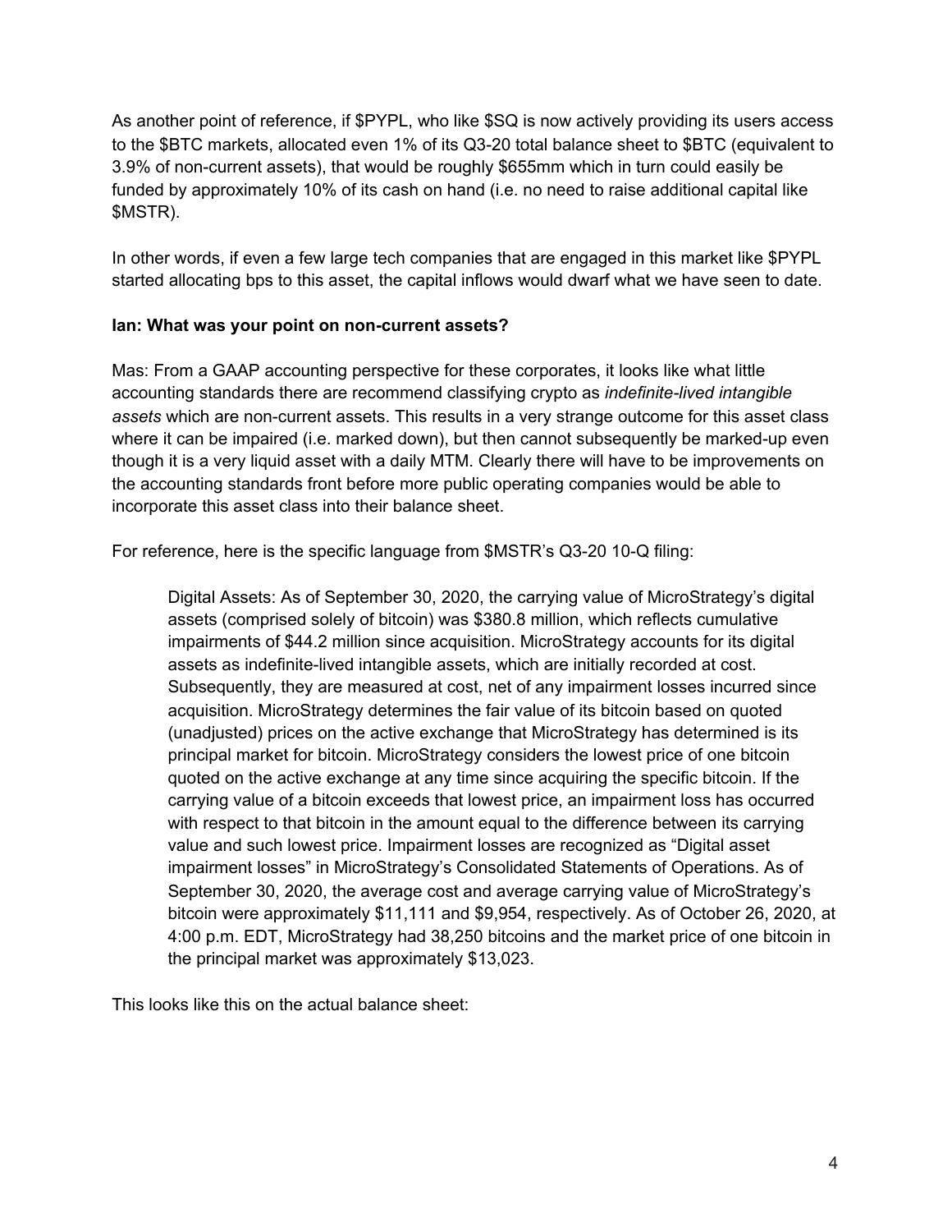As another point of reference, if $PYPL, who like $SQ is now actively providing its users access to the $BTC markets, allocated even 1% of its Q3-20 total balance sheet to $BTC (equivalent to 3.9% of non-current assets), that would be roughly $655mm which in turn could easily be funded by approximately 10% of its cash on hand (i.e. no need to raise additional capital like $MSTR).

In other words, if even a few large tech companies that are engaged in this market like $PYPL started allocating bps to this asset, the capital inflows would dwarf what we have seen to date.

**Ian: What was your point on non-current assets?**

Mas: From a GAAP accounting perspective for these corporates, it looks like what little accounting standards there are recommend classifying crypto as *indefinite-lived intangible assets* which are non-current assets. This results in a very strange outcome for this asset class where it can be impaired (i.e. marked down), but then cannot subsequently be marked-up even though it is a very liquid asset with a daily MTM. Clearly there will have to be improvements on the accounting standards front before more public operating companies would be able to incorporate this asset class into their balance sheet.

For reference, here is the specific language from $MSTR's Q3-20 10-Q filing:

> Digital Assets: As of September 30, 2020, the carrying value of MicroStrategy's digital assets (comprised solely of bitcoin) was $380.8 million, which reflects cumulative impairments of $44.2 million since acquisition. MicroStrategy accounts for its digital assets as indefinite-lived intangible assets, which are initially recorded at cost. Subsequently, they are measured at cost, net of any impairment losses incurred since acquisition. MicroStrategy determines the fair value of its bitcoin based on quoted (unadjusted) prices on the active exchange that MicroStrategy has determined is its principal market for bitcoin. MicroStrategy considers the lowest price of one bitcoin quoted on the active exchange at any time since acquiring the specific bitcoin. If the carrying value of a bitcoin exceeds that lowest price, an impairment loss has occurred with respect to that bitcoin in the amount equal to the difference between its carrying value and such lowest price. Impairment losses are recognized as "Digital asset impairment losses" in MicroStrategy's Consolidated Statements of Operations. As of September 30, 2020, the average cost and average carrying value of MicroStrategy's bitcoin were approximately $11,111 and $9,954, respectively. As of October 26, 2020, at 4:00 p.m. EDT, MicroStrategy had 38,250 bitcoins and the market price of one bitcoin in the principal market was approximately $13,023.

This looks like this on the actual balance sheet: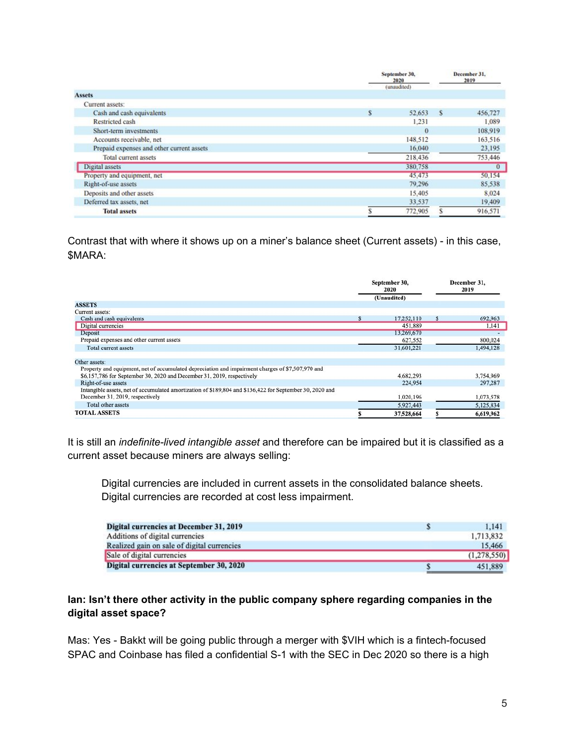| | September 30, 2020 (unaudited) | December 31, 2019 |
|---|---|---|
| **Assets** | | |
| Current assets: | | |
| Cash and cash equivalents | $ 52,653 | $ 456,727 |
| Restricted cash | 1,231 | 1,089 |
| Short-term investments | 0 | 108,919 |
| Accounts receivable, net | 148,512 | 163,516 |
| Prepaid expenses and other current assets | 16,040 | 23,195 |
| Total current assets | 218,436 | 753,446 |
| Digital assets | 380,758 | 0 |
| Property and equipment, net | 45,473 | 50,154 |
| Right-of-use assets | 79,296 | 85,538 |
| Deposits and other assets | 15,405 | 8,024 |
| Deferred tax assets, net | 33,537 | 19,409 |
| **Total assets** | $ 772,905 | $ 916,571 |

Contrast that with where it shows up on a miner's balance sheet (Current assets) - in this case, $MARA:

| | September 30, 2020 (Unaudited) | December 31, 2019 |
|---|---|---|
| **ASSETS** | | |
| Current assets: | | |
| Cash and cash equivalents | $ 17,252,110 | $ 692,963 |
| Digital currencies | 451,889 | 1,141 |
| Deposit | 13,269,670 | - |
| Prepaid expenses and other current assets | 627,552 | 800,024 |
| Total current assets | 31,601,221 | 1,494,128 |
| Other assets: | | |
| Property and equipment, net of accumulated depreciation and impairment charges of $7,507,970 and $6,157,786 for September 30, 2020 and December 31, 2019, respectively | 4,682,293 | 3,754,969 |
| Right-of-use assets | 224,954 | 297,287 |
| Intangible assets, net of accumulated amortization of $189,804 and $136,422 for September 30, 2020 and December 31, 2019, respectively | 1,020,196 | 1,073,578 |
| Total other assets | 5,927,443 | 5,125,834 |
| **TOTAL ASSETS** | $ 37,528,664 | $ 6,619,962 |

It is still an *indefinite-lived intangible asset* and therefore can be impaired but it is classified as a current asset because miners are always selling:

> Digital currencies are included in current assets in the consolidated balance sheets. Digital currencies are recorded at cost less impairment.

| | |
|---|---|
| **Digital currencies at December 31, 2019** | $ 1,141 |
| Additions of digital currencies | 1,713,832 |
| Realized gain on sale of digital currencies | 15,466 |
| Sale of digital currencies | (1,278,550) |
| **Digital currencies at September 30, 2020** | $ 451,889 |

**Ian: Isn't there other activity in the public company sphere regarding companies in the digital asset space?**

Mas: Yes - Bakkt will be going public through a merger with $VIH which is a fintech-focused SPAC and Coinbase has filed a confidential S-1 with the SEC in Dec 2020 so there is a high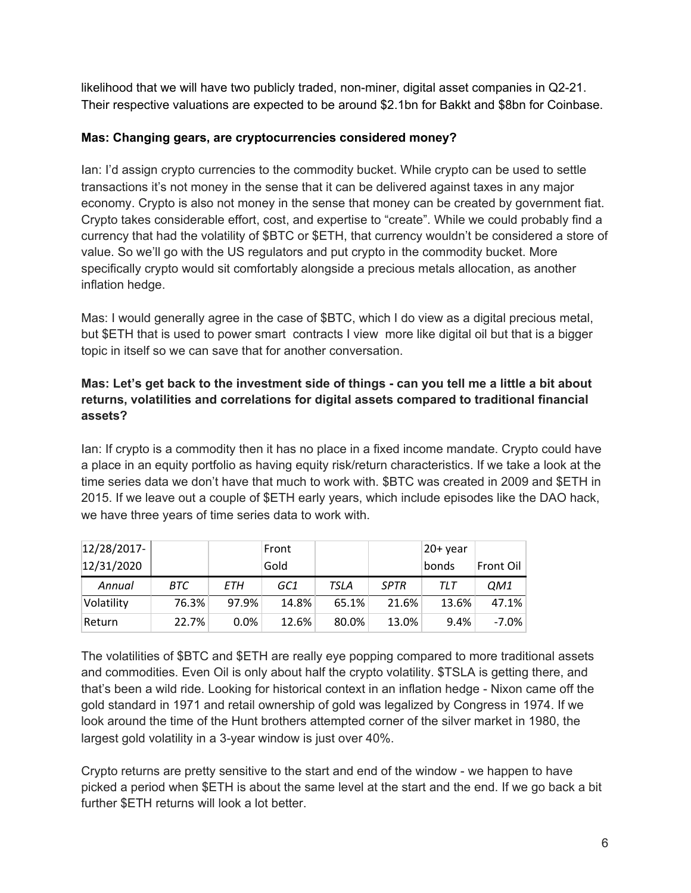likelihood that we will have two publicly traded, non-miner, digital asset companies in Q2-21. Their respective valuations are expected to be around $2.1bn for Bakkt and $8bn for Coinbase.

**Mas: Changing gears, are cryptocurrencies considered money?**

Ian: I'd assign crypto currencies to the commodity bucket. While crypto can be used to settle transactions it's not money in the sense that it can be delivered against taxes in any major economy. Crypto is also not money in the sense that money can be created by government fiat. Crypto takes considerable effort, cost, and expertise to "create". While we could probably find a currency that had the volatility of $BTC or $ETH, that currency wouldn't be considered a store of value. So we'll go with the US regulators and put crypto in the commodity bucket. More specifically crypto would sit comfortably alongside a precious metals allocation, as another inflation hedge.

Mas: I would generally agree in the case of $BTC, which I do view as a digital precious metal, but $ETH that is used to power smart contracts I view more like digital oil but that is a bigger topic in itself so we can save that for another conversation.

**Mas: Let's get back to the investment side of things - can you tell me a little a bit about returns, volatilities and correlations for digital assets compared to traditional financial assets?**

Ian: If crypto is a commodity then it has no place in a fixed income mandate. Crypto could have a place in an equity portfolio as having equity risk/return characteristics. If we take a look at the time series data we don't have that much to work with. $BTC was created in 2009 and $ETH in 2015. If we leave out a couple of $ETH early years, which include episodes like the DAO hack, we have three years of time series data to work with.

| 12/28/2017-12/31/2020 | | | Front Gold | | | 20+ year bonds | Front Oil |
|---|---|---|---|---|---|---|---|
| *Annual* | *BTC* | *ETH* | *GC1* | *TSLA* | *SPTR* | *TLT* | *QM1* |
| Volatility | 76.3% | 97.9% | 14.8% | 65.1% | 21.6% | 13.6% | 47.1% |
| Return | 22.7% | 0.0% | 12.6% | 80.0% | 13.0% | 9.4% | -7.0% |

The volatilities of $BTC and $ETH are really eye popping compared to more traditional assets and commodities. Even Oil is only about half the crypto volatility. $TSLA is getting there, and that's been a wild ride. Looking for historical context in an inflation hedge - Nixon came off the gold standard in 1971 and retail ownership of gold was legalized by Congress in 1974. If we look around the time of the Hunt brothers attempted corner of the silver market in 1980, the largest gold volatility in a 3-year window is just over 40%.

Crypto returns are pretty sensitive to the start and end of the window - we happen to have picked a period when $ETH is about the same level at the start and the end. If we go back a bit further $ETH returns will look a lot better.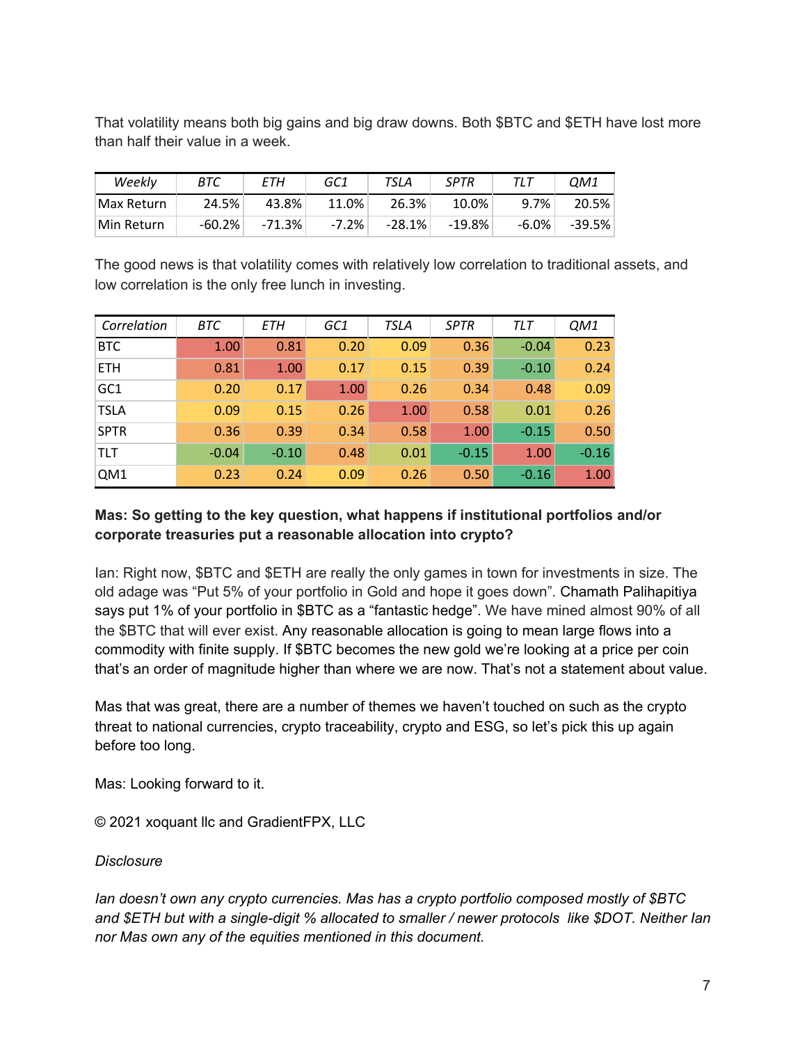That volatility means both big gains and big draw downs. Both $BTC and $ETH have lost more than half their value in a week.

| *Weekly* | *BTC* | *ETH* | *GC1* | *TSLA* | *SPTR* | *TLT* | *QM1* |
|---|---|---|---|---|---|---|---|
| Max Return | 24.5% | 43.8% | 11.0% | 26.3% | 10.0% | 9.7% | 20.5% |
| Min Return | -60.2% | -71.3% | -7.2% | -28.1% | -19.8% | -6.0% | -39.5% |

The good news is that volatility comes with relatively low correlation to traditional assets, and low correlation is the only free lunch in investing.

| *Correlation* | *BTC* | *ETH* | *GC1* | *TSLA* | *SPTR* | *TLT* | *QM1* |
|---|---|---|---|---|---|---|---|
| BTC | 1.00 | 0.81 | 0.20 | 0.09 | 0.36 | -0.04 | 0.23 |
| ETH | 0.81 | 1.00 | 0.17 | 0.15 | 0.39 | -0.10 | 0.24 |
| GC1 | 0.20 | 0.17 | 1.00 | 0.26 | 0.34 | 0.48 | 0.09 |
| TSLA | 0.09 | 0.15 | 0.26 | 1.00 | 0.58 | 0.01 | 0.26 |
| SPTR | 0.36 | 0.39 | 0.34 | 0.58 | 1.00 | -0.15 | 0.50 |
| TLT | -0.04 | -0.10 | 0.48 | 0.01 | -0.15 | 1.00 | -0.16 |
| QM1 | 0.23 | 0.24 | 0.09 | 0.26 | 0.50 | -0.16 | 1.00 |

**Mas: So getting to the key question, what happens if institutional portfolios and/or corporate treasuries put a reasonable allocation into crypto?**

Ian: Right now, $BTC and $ETH are really the only games in town for investments in size. The old adage was "Put 5% of your portfolio in Gold and hope it goes down". Chamath Palihapitiya says put 1% of your portfolio in $BTC as a "fantastic hedge". We have mined almost 90% of all the $BTC that will ever exist. Any reasonable allocation is going to mean large flows into a commodity with finite supply. If $BTC becomes the new gold we're looking at a price per coin that's an order of magnitude higher than where we are now. That's not a statement about value.

Mas that was great, there are a number of themes we haven't touched on such as the crypto threat to national currencies, crypto traceability, crypto and ESG, so let's pick this up again before too long.

Mas: Looking forward to it.

© 2021 xoquant llc and GradientFPX, LLC

*Disclosure*

*Ian doesn't own any crypto currencies. Mas has a crypto portfolio composed mostly of $BTC and $ETH but with a single-digit % allocated to smaller / newer protocols like $DOT. Neither Ian nor Mas own any of the equities mentioned in this document.*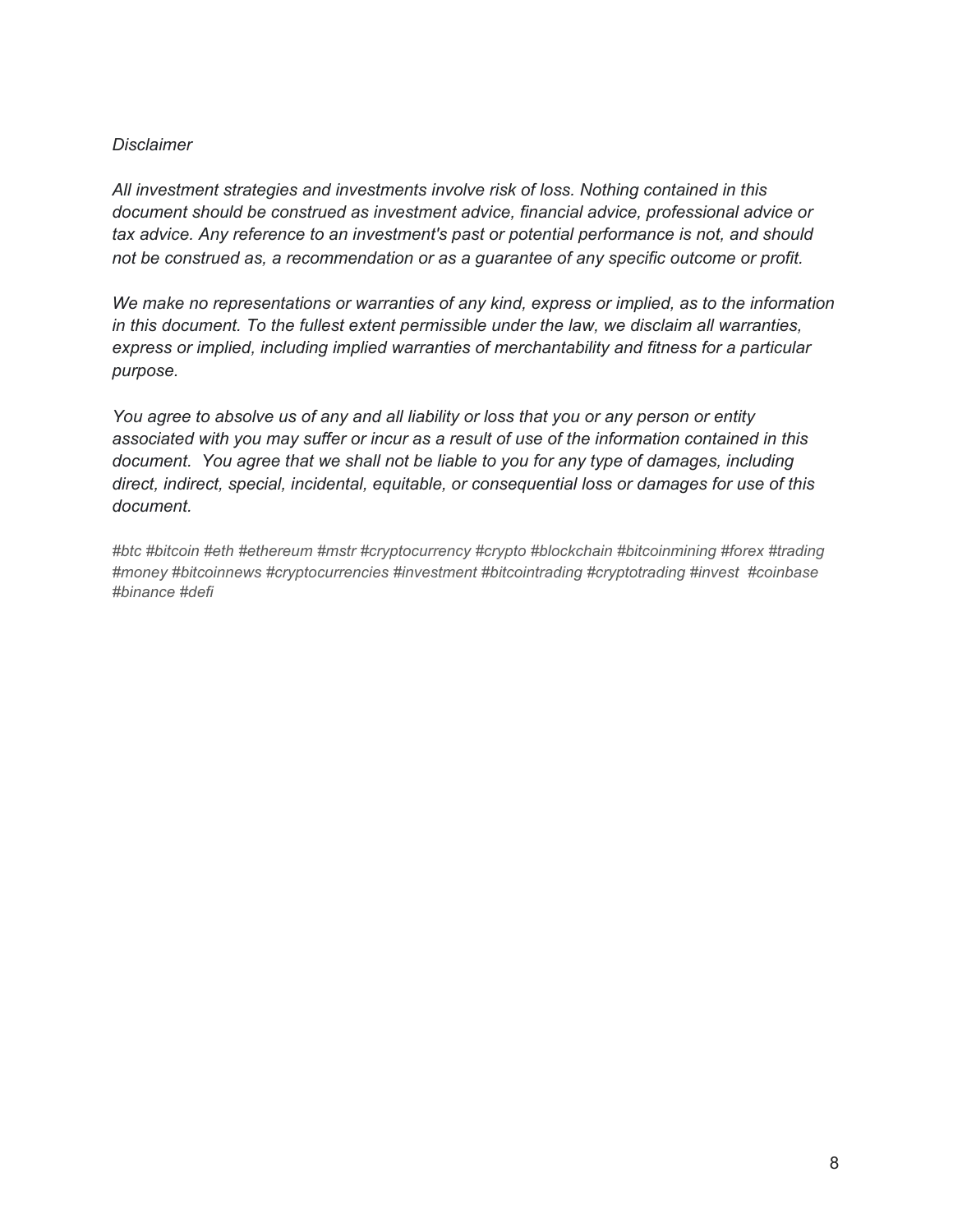*Disclaimer*

*All investment strategies and investments involve risk of loss. Nothing contained in this document should be construed as investment advice, financial advice, professional advice or tax advice. Any reference to an investment's past or potential performance is not, and should not be construed as, a recommendation or as a guarantee of any specific outcome or profit.*

*We make no representations or warranties of any kind, express or implied, as to the information in this document. To the fullest extent permissible under the law, we disclaim all warranties, express or implied, including implied warranties of merchantability and fitness for a particular purpose.*

*You agree to absolve us of any and all liability or loss that you or any person or entity associated with you may suffer or incur as a result of use of the information contained in this document. You agree that we shall not be liable to you for any type of damages, including direct, indirect, special, incidental, equitable, or consequential loss or damages for use of this document.*

*#btc #bitcoin #eth #ethereum #mstr #cryptocurrency #crypto #blockchain #bitcoinmining #forex #trading #money #bitcoinnews #cryptocurrencies #investment #bitcointrading #cryptotrading #invest #coinbase #binance #defi*